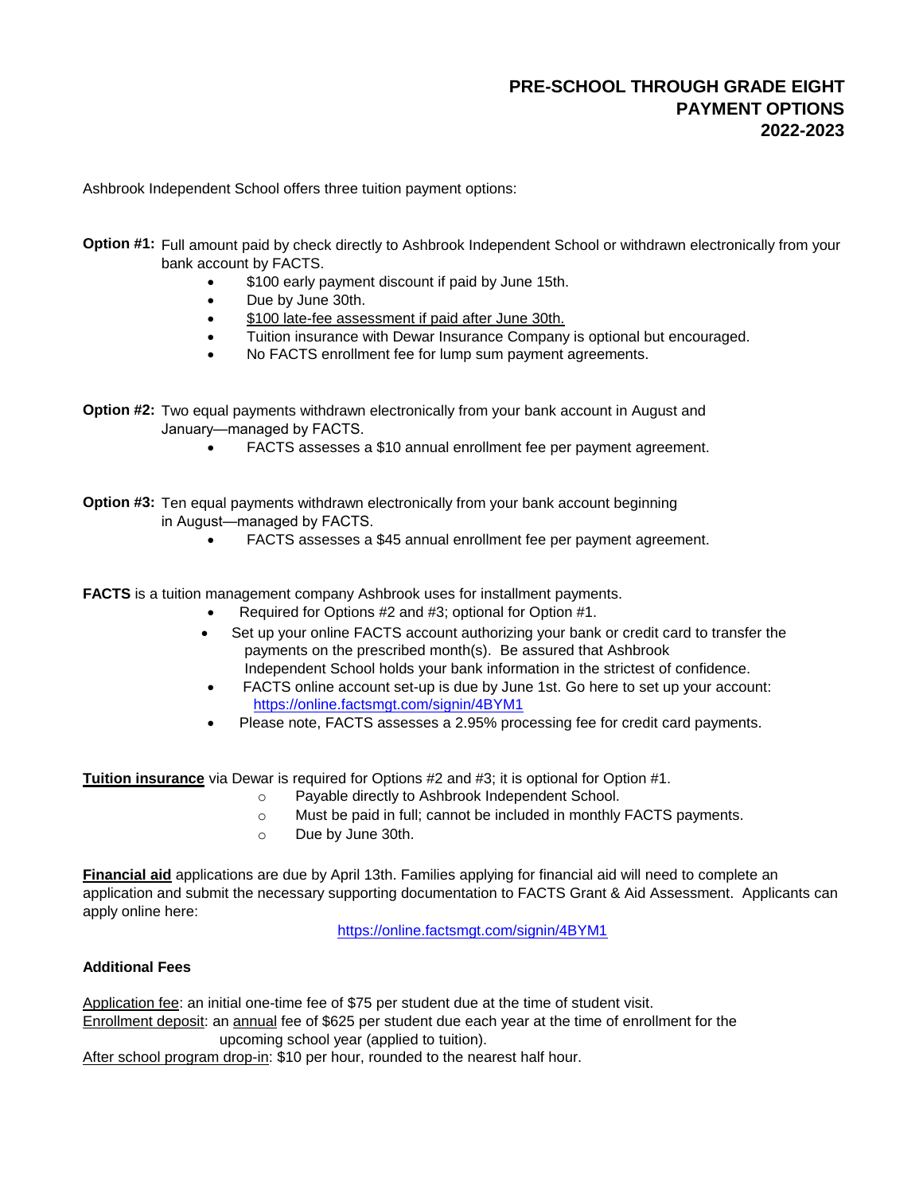# PRE-SCHOOL THROUGH GRADE EIGHT
# PAYMENT OPTIONS
# 2022-2023

Ashbrook Independent School offers three tuition payment options:

**Option #1:** Full amount paid by check directly to Ashbrook Independent School or withdrawn electronically from your bank account by FACTS.

- $100 early payment discount if paid by June 15th.
- Due by June 30th.
- <u>$100 late-fee assessment if paid after June 30th.</u>
- Tuition insurance with Dewar Insurance Company is optional but encouraged.
- No FACTS enrollment fee for lump sum payment agreements.

**Option #2:** Two equal payments withdrawn electronically from your bank account in August and January—managed by FACTS.

- FACTS assesses a $10 annual enrollment fee per payment agreement.

**Option #3:** Ten equal payments withdrawn electronically from your bank account beginning in August—managed by FACTS.

- FACTS assesses a $45 annual enrollment fee per payment agreement.

**FACTS** is a tuition management company Ashbrook uses for installment payments.

- Required for Options #2 and #3; optional for Option #1.
- Set up your online FACTS account authorizing your bank or credit card to transfer the payments on the prescribed month(s). Be assured that Ashbrook Independent School holds your bank information in the strictest of confidence.
- FACTS online account set-up is due by June 1st. Go here to set up your account: https://online.factsmgt.com/signin/4BYM1
- Please note, FACTS assesses a 2.95% processing fee for credit card payments.

**<u>Tuition insurance</u>** via Dewar is required for Options #2 and #3; it is optional for Option #1.

- Payable directly to Ashbrook Independent School.
- Must be paid in full; cannot be included in monthly FACTS payments.
- Due by June 30th.

**<u>Financial aid</u>** applications are due by April 13th. Families applying for financial aid will need to complete an application and submit the necessary supporting documentation to FACTS Grant & Aid Assessment. Applicants can apply online here:

https://online.factsmgt.com/signin/4BYM1

**Additional Fees**

<u>Application fee</u>: an initial one-time fee of $75 per student due at the time of student visit.
<u>Enrollment deposit</u>: an <u>annual</u> fee of $625 per student due each year at the time of enrollment for the upcoming school year (applied to tuition).
<u>After school program drop-in</u>: $10 per hour, rounded to the nearest half hour.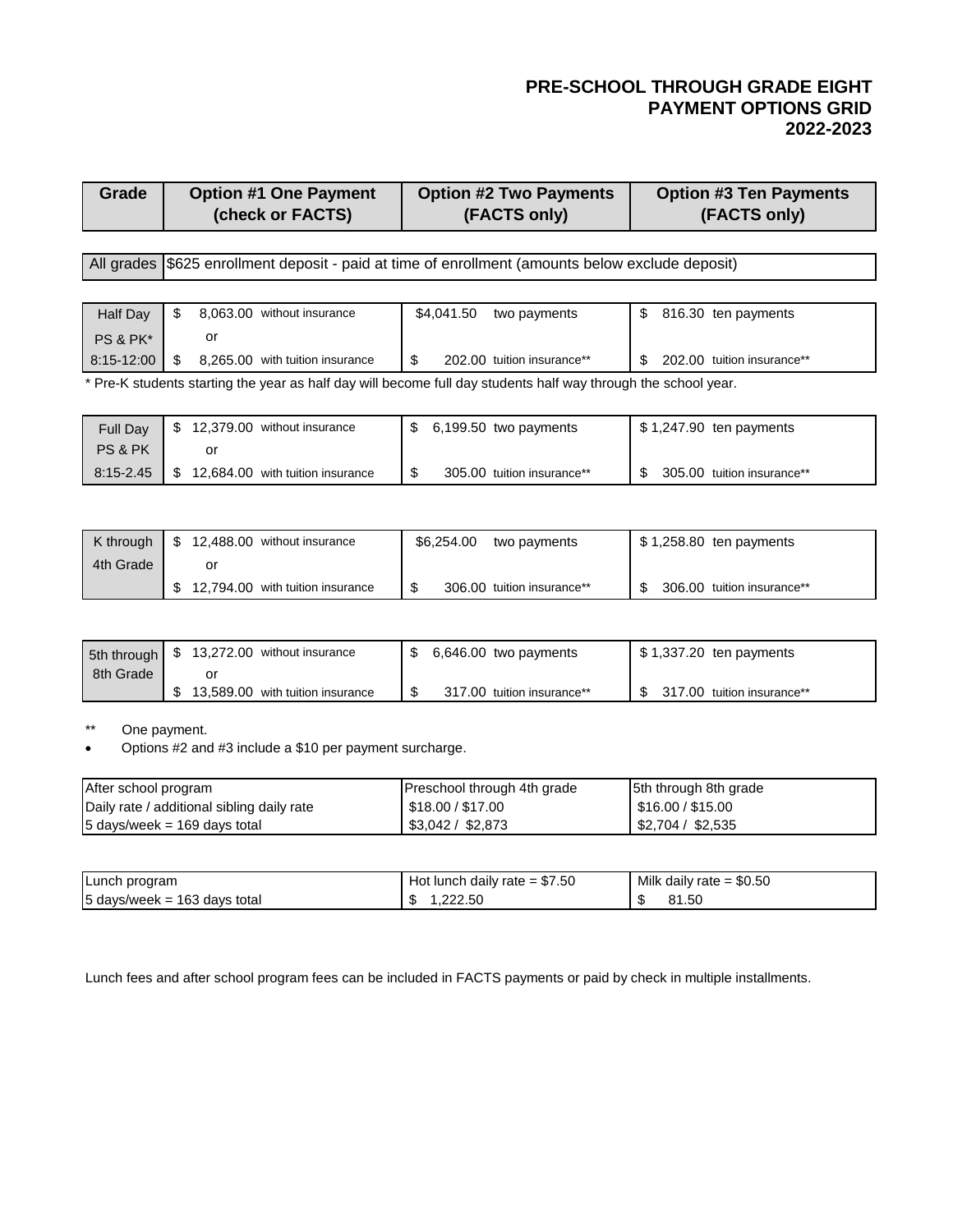# PRE-SCHOOL THROUGH GRADE EIGHT
# PAYMENT OPTIONS GRID
# 2022-2023

| Grade | Option #1 One Payment (check or FACTS) | Option #2 Two Payments (FACTS only) | Option #3 Ten Payments (FACTS only) |
|---|---|---|---|
| All grades | $625 enrollment deposit - paid at time of enrollment (amounts below exclude deposit) | | |
| Half Day | $ 8,063.00 without insurance | $4,041.50 two payments | $ 816.30 ten payments |
| PS & PK* | or | | |
| 8:15-12:00 | $ 8,265.00 with tuition insurance | $ 202.00 tuition insurance** | $ 202.00 tuition insurance** |

\* Pre-K students starting the year as half day will become full day students half way through the school year.

| Grade | Option #1 One Payment (check or FACTS) | Option #2 Two Payments (FACTS only) | Option #3 Ten Payments (FACTS only) |
|---|---|---|---|
| Full Day | $ 12,379.00 without insurance | $ 6,199.50 two payments | $ 1,247.90 ten payments |
| PS & PK | or | | |
| 8:15-2.45 | $ 12,684.00 with tuition insurance | $ 305.00 tuition insurance** | $ 305.00 tuition insurance** |
| K through | $ 12,488.00 without insurance | $6,254.00 two payments | $ 1,258.80 ten payments |
| 4th Grade | or | | |
| | $ 12,794.00 with tuition insurance | $ 306.00 tuition insurance** | $ 306.00 tuition insurance** |
| 5th through | $ 13,272.00 without insurance | $ 6,646.00 two payments | $ 1,337.20 ten payments |
| 8th Grade | or | | |
| | $ 13,589.00 with tuition insurance | $ 317.00 tuition insurance** | $ 317.00 tuition insurance** |

** One payment.

- Options #2 and #3 include a $10 per payment surcharge.

| After school program | Preschool through 4th grade | 5th through 8th grade |
|---|---|---|
| Daily rate / additional sibling daily rate | $18.00 / $17.00 | $16.00 / $15.00 |
| 5 days/week = 169 days total | $3,042 / $2,873 | $2,704 / $2,535 |

| Lunch program | Hot lunch daily rate = $7.50 | Milk daily rate = $0.50 |
|---|---|---|
| 5 days/week = 163 days total | $ 1,222.50 | $ 81.50 |

Lunch fees and after school program fees can be included in FACTS payments or paid by check in multiple installments.